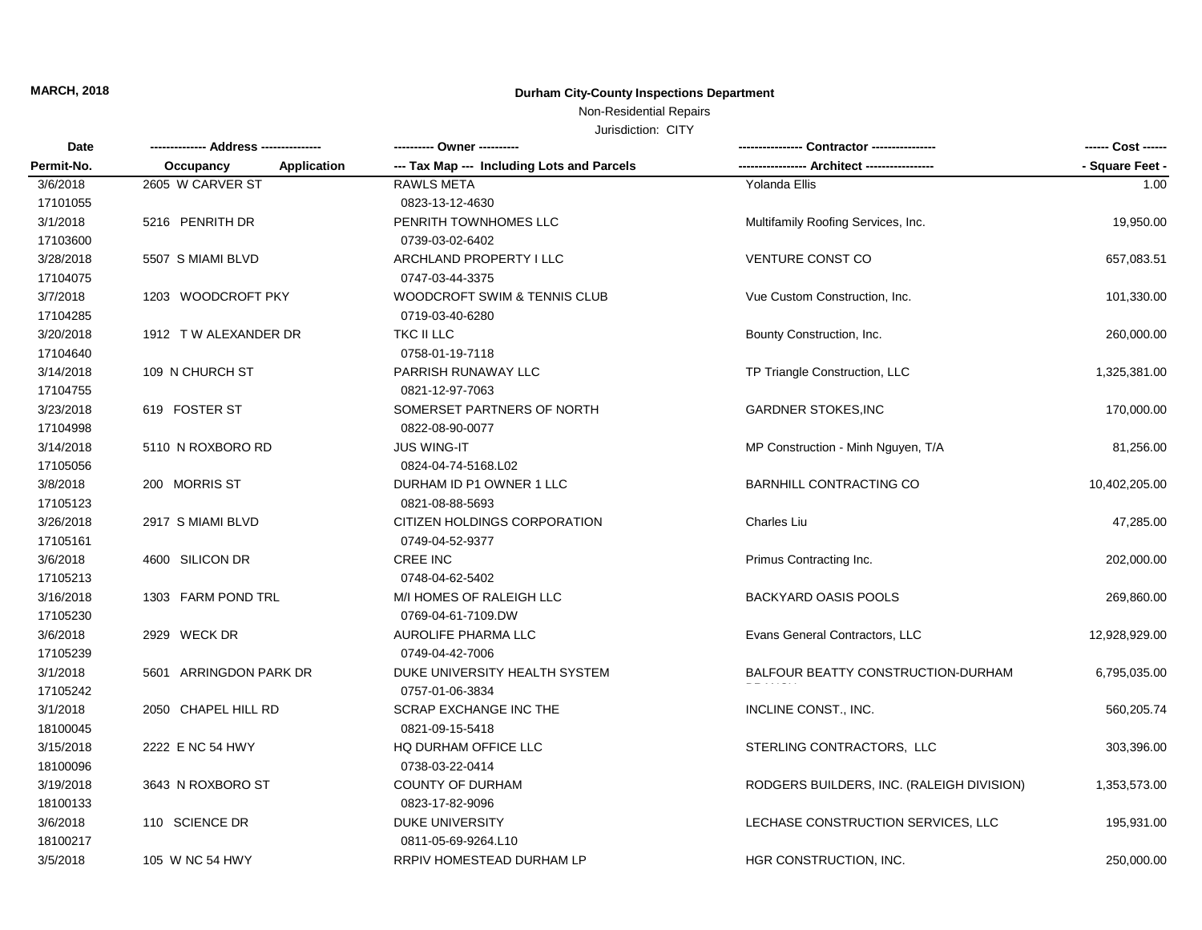**MARCH, 2018**

## Durham City-County Inspections Department

Non-Residential Repairs

Jurisdiction: CITY

| Date / Permit-No. | Address / Occupancy Application | Owner / Tax Map --- Including Lots and Parcels | Contractor / Architect | Cost / Square Feet |
|---|---|---|---|---|
| 3/6/2018<br>17101055 | 2605 W CARVER ST | RAWLS META<br>0823-13-12-4630 | Yolanda Ellis | 1.00 |
| 3/1/2018<br>17103600 | 5216 PENRITH DR | PENRITH TOWNHOMES LLC<br>0739-03-02-6402 | Multifamily Roofing Services, Inc. | 19,950.00 |
| 3/28/2018<br>17104075 | 5507 S MIAMI BLVD | ARCHLAND PROPERTY I LLC<br>0747-03-44-3375 | VENTURE CONST CO | 657,083.51 |
| 3/7/2018<br>17104285 | 1203 WOODCROFT PKY | WOODCROFT SWIM & TENNIS CLUB<br>0719-03-40-6280 | Vue Custom Construction, Inc. | 101,330.00 |
| 3/20/2018<br>17104640 | 1912 T W ALEXANDER DR | TKC II LLC<br>0758-01-19-7118 | Bounty Construction, Inc. | 260,000.00 |
| 3/14/2018<br>17104755 | 109 N CHURCH ST | PARRISH RUNAWAY LLC<br>0821-12-97-7063 | TP Triangle Construction, LLC | 1,325,381.00 |
| 3/23/2018<br>17104998 | 619 FOSTER ST | SOMERSET PARTNERS OF NORTH<br>0822-08-90-0077 | GARDNER STOKES,INC | 170,000.00 |
| 3/14/2018<br>17105056 | 5110 N ROXBORO RD | JUS WING-IT<br>0824-04-74-5168.L02 | MP Construction - Minh Nguyen, T/A | 81,256.00 |
| 3/8/2018<br>17105123 | 200 MORRIS ST | DURHAM ID P1 OWNER 1 LLC<br>0821-08-88-5693 | BARNHILL CONTRACTING CO | 10,402,205.00 |
| 3/26/2018<br>17105161 | 2917 S MIAMI BLVD | CITIZEN HOLDINGS CORPORATION<br>0749-04-52-9377 | Charles Liu | 47,285.00 |
| 3/6/2018<br>17105213 | 4600 SILICON DR | CREE INC<br>0748-04-62-5402 | Primus Contracting Inc. | 202,000.00 |
| 3/16/2018<br>17105230 | 1303 FARM POND TRL | M/I HOMES OF RALEIGH LLC<br>0769-04-61-7109.DW | BACKYARD OASIS POOLS | 269,860.00 |
| 3/6/2018<br>17105239 | 2929 WECK DR | AUROLIFE PHARMA LLC<br>0749-04-42-7006 | Evans General Contractors, LLC | 12,928,929.00 |
| 3/1/2018<br>17105242 | 5601 ARRINGDON PARK DR | DUKE UNIVERSITY HEALTH SYSTEM<br>0757-01-06-3834 | BALFOUR BEATTY CONSTRUCTION-DURHAM BRANCH | 6,795,035.00 |
| 3/1/2018<br>18100045 | 2050 CHAPEL HILL RD | SCRAP EXCHANGE INC THE<br>0821-09-15-5418 | INCLINE CONST., INC. | 560,205.74 |
| 3/15/2018<br>18100096 | 2222 E NC 54 HWY | HQ DURHAM OFFICE LLC<br>0738-03-22-0414 | STERLING CONTRACTORS, LLC | 303,396.00 |
| 3/19/2018<br>18100133 | 3643 N ROXBORO ST | COUNTY OF DURHAM<br>0823-17-82-9096 | RODGERS BUILDERS, INC. (RALEIGH DIVISION) | 1,353,573.00 |
| 3/6/2018<br>18100217 | 110 SCIENCE DR | DUKE UNIVERSITY<br>0811-05-69-9264.L10 | LECHASE CONSTRUCTION SERVICES, LLC | 195,931.00 |
| 3/5/2018 | 105 W NC 54 HWY | RRPIV HOMESTEAD DURHAM LP | HGR CONSTRUCTION, INC. | 250,000.00 |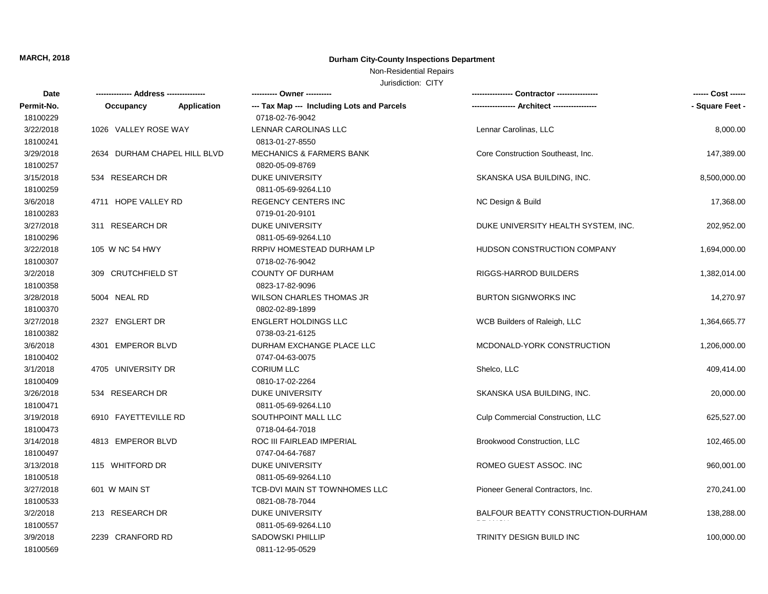**MARCH, 2018**

**Durham City-County Inspections Department**

Non-Residential Repairs

Jurisdiction: CITY

| Date<br>Permit-No. | ------------- Address ---------------<br>Occupancy Application | ---------- Owner ----------<br>--- Tax Map --- Including Lots and Parcels | ---------------- Contractor ----------------<br>----------------- Architect ----------------- | ------ Cost ------<br>- Square Feet - |
|---|---|---|---|---|
| 18100229 | | 0718-02-76-9042 | | |
| 3/22/2018 | 1026 VALLEY ROSE WAY | LENNAR CAROLINAS LLC | Lennar Carolinas, LLC | 8,000.00 |
| 18100241 | | 0813-01-27-8550 | | |
| 3/29/2018 | 2634 DURHAM CHAPEL HILL BLVD | MECHANICS & FARMERS BANK | Core Construction Southeast, Inc. | 147,389.00 |
| 18100257 | | 0820-05-09-8769 | | |
| 3/15/2018 | 534 RESEARCH DR | DUKE UNIVERSITY | SKANSKA USA BUILDING, INC. | 8,500,000.00 |
| 18100259 | | 0811-05-69-9264.L10 | | |
| 3/6/2018 | 4711 HOPE VALLEY RD | REGENCY CENTERS INC | NC Design & Build | 17,368.00 |
| 18100283 | | 0719-01-20-9101 | | |
| 3/27/2018 | 311 RESEARCH DR | DUKE UNIVERSITY | DUKE UNIVERSITY HEALTH SYSTEM, INC. | 202,952.00 |
| 18100296 | | 0811-05-69-9264.L10 | | |
| 3/22/2018 | 105 W NC 54 HWY | RRPIV HOMESTEAD DURHAM LP | HUDSON CONSTRUCTION COMPANY | 1,694,000.00 |
| 18100307 | | 0718-02-76-9042 | | |
| 3/2/2018 | 309 CRUTCHFIELD ST | COUNTY OF DURHAM | RIGGS-HARROD BUILDERS | 1,382,014.00 |
| 18100358 | | 0823-17-82-9096 | | |
| 3/28/2018 | 5004 NEAL RD | WILSON CHARLES THOMAS JR | BURTON SIGNWORKS INC | 14,270.97 |
| 18100370 | | 0802-02-89-1899 | | |
| 3/27/2018 | 2327 ENGLERT DR | ENGLERT HOLDINGS LLC | WCB Builders of Raleigh, LLC | 1,364,665.77 |
| 18100382 | | 0738-03-21-6125 | | |
| 3/6/2018 | 4301 EMPEROR BLVD | DURHAM EXCHANGE PLACE LLC | MCDONALD-YORK CONSTRUCTION | 1,206,000.00 |
| 18100402 | | 0747-04-63-0075 | | |
| 3/1/2018 | 4705 UNIVERSITY DR | CORIUM LLC | Shelco, LLC | 409,414.00 |
| 18100409 | | 0810-17-02-2264 | | |
| 3/26/2018 | 534 RESEARCH DR | DUKE UNIVERSITY | SKANSKA USA BUILDING, INC. | 20,000.00 |
| 18100471 | | 0811-05-69-9264.L10 | | |
| 3/19/2018 | 6910 FAYETTEVILLE RD | SOUTHPOINT MALL LLC | Culp Commercial Construction, LLC | 625,527.00 |
| 18100473 | | 0718-04-64-7018 | | |
| 3/14/2018 | 4813 EMPEROR BLVD | ROC III FAIRLEAD IMPERIAL | Brookwood Construction, LLC | 102,465.00 |
| 18100497 | | 0747-04-64-7687 | | |
| 3/13/2018 | 115 WHITFORD DR | DUKE UNIVERSITY | ROMEO GUEST ASSOC. INC | 960,001.00 |
| 18100518 | | 0811-05-69-9264.L10 | | |
| 3/27/2018 | 601 W MAIN ST | TCB-DVI MAIN ST TOWNHOMES LLC | Pioneer General Contractors, Inc. | 270,241.00 |
| 18100533 | | 0821-08-78-7044 | | |
| 3/2/2018 | 213 RESEARCH DR | DUKE UNIVERSITY | BALFOUR BEATTY CONSTRUCTION-DURHAM BRANCH | 138,288.00 |
| 18100557 | | 0811-05-69-9264.L10 | | |
| 3/9/2018 | 2239 CRANFORD RD | SADOWSKI PHILLIP | TRINITY DESIGN BUILD INC | 100,000.00 |
| 18100569 | | 0811-12-95-0529 | | |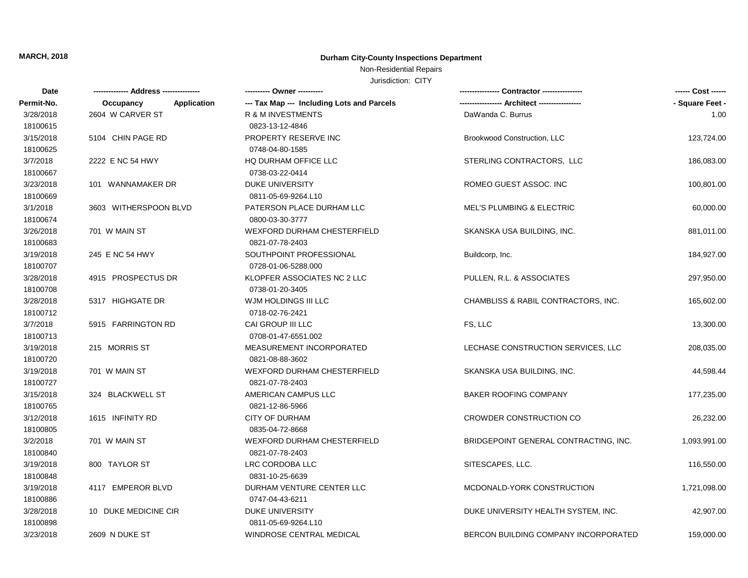**MARCH, 2018**

**Durham City-County Inspections Department**

Non-Residential Repairs

Jurisdiction: CITY

| Date<br>Permit-No. | Address<br>Occupancy / Application | Owner<br>Tax Map --- Including Lots and Parcels | Contractor<br>Architect | Cost<br>- Square Feet - |
|---|---|---|---|---|
| 3/28/2018<br>18100615 | 2604 W CARVER ST | R & M INVESTMENTS<br>0823-13-12-4846 | DaWanda C. Burrus | 1.00 |
| 3/15/2018<br>18100625 | 5104 CHIN PAGE RD | PROPERTY RESERVE INC<br>0748-04-80-1585 | Brookwood Construction, LLC | 123,724.00 |
| 3/7/2018<br>18100667 | 2222 E NC 54 HWY | HQ DURHAM OFFICE LLC<br>0738-03-22-0414 | STERLING CONTRACTORS, LLC | 186,083.00 |
| 3/23/2018<br>18100669 | 101 WANNAMAKER DR | DUKE UNIVERSITY<br>0811-05-69-9264.L10 | ROMEO GUEST ASSOC. INC | 100,801.00 |
| 3/1/2018<br>18100674 | 3603 WITHERSPOON BLVD | PATERSON PLACE DURHAM LLC<br>0800-03-30-3777 | MEL'S PLUMBING & ELECTRIC | 60,000.00 |
| 3/26/2018<br>18100683 | 701 W MAIN ST | WEXFORD DURHAM CHESTERFIELD<br>0821-07-78-2403 | SKANSKA USA BUILDING, INC. | 881,011.00 |
| 3/19/2018<br>18100707 | 245 E NC 54 HWY | SOUTHPOINT PROFESSIONAL<br>0728-01-06-5288.000 | Buildcorp, Inc. | 184,927.00 |
| 3/28/2018<br>18100708 | 4915 PROSPECTUS DR | KLOPFER ASSOCIATES NC 2 LLC<br>0738-01-20-3405 | PULLEN, R.L. & ASSOCIATES | 297,950.00 |
| 3/28/2018<br>18100712 | 5317 HIGHGATE DR | WJM HOLDINGS III LLC<br>0718-02-76-2421 | CHAMBLISS & RABIL CONTRACTORS, INC. | 165,602.00 |
| 3/7/2018<br>18100713 | 5915 FARRINGTON RD | CAI GROUP III LLC<br>0708-01-47-6551.002 | FS, LLC | 13,300.00 |
| 3/19/2018<br>18100720 | 215 MORRIS ST | MEASUREMENT INCORPORATED<br>0821-08-88-3602 | LECHASE CONSTRUCTION SERVICES, LLC | 208,035.00 |
| 3/19/2018<br>18100727 | 701 W MAIN ST | WEXFORD DURHAM CHESTERFIELD<br>0821-07-78-2403 | SKANSKA USA BUILDING, INC. | 44,598.44 |
| 3/15/2018<br>18100765 | 324 BLACKWELL ST | AMERICAN CAMPUS LLC<br>0821-12-86-5966 | BAKER ROOFING COMPANY | 177,235.00 |
| 3/12/2018<br>18100805 | 1615 INFINITY RD | CITY OF DURHAM<br>0835-04-72-8668 | CROWDER CONSTRUCTION CO | 26,232.00 |
| 3/2/2018<br>18100840 | 701 W MAIN ST | WEXFORD DURHAM CHESTERFIELD<br>0821-07-78-2403 | BRIDGEPOINT GENERAL CONTRACTING, INC. | 1,093,991.00 |
| 3/19/2018<br>18100848 | 800 TAYLOR ST | LRC CORDOBA LLC<br>0831-10-25-6639 | SITESCAPES, LLC. | 116,550.00 |
| 3/19/2018<br>18100886 | 4117 EMPEROR BLVD | DURHAM VENTURE CENTER LLC<br>0747-04-43-6211 | MCDONALD-YORK CONSTRUCTION | 1,721,098.00 |
| 3/28/2018<br>18100898 | 10 DUKE MEDICINE CIR | DUKE UNIVERSITY<br>0811-05-69-9264.L10 | DUKE UNIVERSITY HEALTH SYSTEM, INC. | 42,907.00 |
| 3/23/2018 | 2609 N DUKE ST | WINDROSE CENTRAL MEDICAL | BERCON BUILDING COMPANY INCORPORATED | 159,000.00 |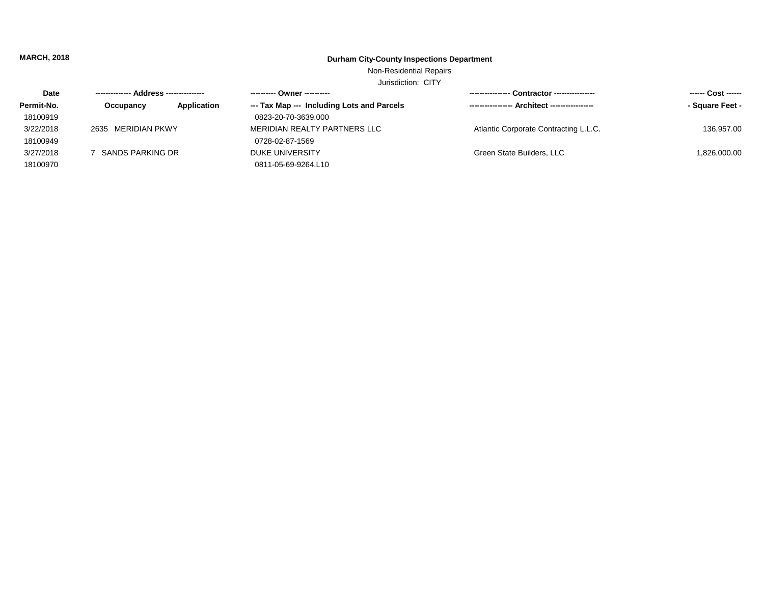**MARCH, 2018**

**Durham City-County Inspections Department**

Non-Residential Repairs

Jurisdiction: CITY

| Date / Permit-No. | Address / Occupancy | Application | Owner / Tax Map --- Including Lots and Parcels | Contractor / Architect | Cost / - Square Feet - |
|---|---|---|---|---|---|
| 18100919 | | | 0823-20-70-3639.000 | | |
| 3/22/2018 | 2635 MERIDIAN PKWY | | MERIDIAN REALTY PARTNERS LLC | Atlantic Corporate Contracting L.L.C. | 136,957.00 |
| 18100949 | | | 0728-02-87-1569 | | |
| 3/27/2018 | 7 SANDS PARKING DR | | DUKE UNIVERSITY | Green State Builders, LLC | 1,826,000.00 |
| 18100970 | | | 0811-05-69-9264.L10 | | |